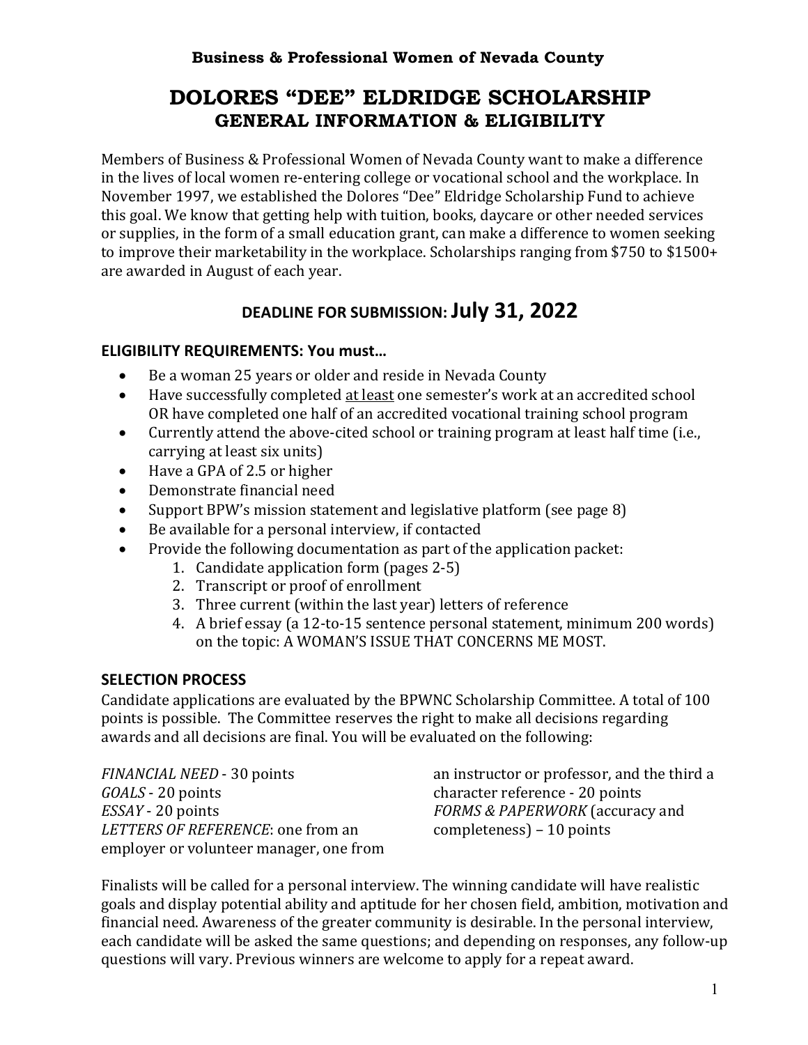**Business & Professional Women of Nevada County**

# DOLORES “DEE” ELDRIDGE SCHOLARSHIP
## GENERAL INFORMATION & ELIGIBILITY

Members of Business & Professional Women of Nevada County want to make a difference in the lives of local women re-entering college or vocational school and the workplace. In November 1997, we established the Dolores “Dee” Eldridge Scholarship Fund to achieve this goal. We know that getting help with tuition, books, daycare or other needed services or supplies, in the form of a small education grant, can make a difference to women seeking to improve their marketability in the workplace. Scholarships ranging from $750 to $1500+ are awarded in August of each year.

## DEADLINE FOR SUBMISSION: July 31, 2022

### ELIGIBILITY REQUIREMENTS: You must…

- Be a woman 25 years or older and reside in Nevada County
- Have successfully completed <u>at least</u> one semester’s work at an accredited school OR have completed one half of an accredited vocational training school program
- Currently attend the above-cited school or training program at least half time (i.e., carrying at least six units)
- Have a GPA of 2.5 or higher
- Demonstrate financial need
- Support BPW’s mission statement and legislative platform (see page 8)
- Be available for a personal interview, if contacted
- Provide the following documentation as part of the application packet:
  1. Candidate application form (pages 2-5)
  2. Transcript or proof of enrollment
  3. Three current (within the last year) letters of reference
  4. A brief essay (a 12-to-15 sentence personal statement, minimum 200 words) on the topic: A WOMAN’S ISSUE THAT CONCERNS ME MOST.

### SELECTION PROCESS

Candidate applications are evaluated by the BPWNC Scholarship Committee. A total of 100 points is possible. The Committee reserves the right to make all decisions regarding awards and all decisions are final. You will be evaluated on the following:

*FINANCIAL NEED* - 30 points
*GOALS* - 20 points
*ESSAY* - 20 points
*LETTERS OF REFERENCE*: one from an employer or volunteer manager, one from an instructor or professor, and the third a character reference - 20 points
*FORMS & PAPERWORK* (accuracy and completeness) – 10 points

Finalists will be called for a personal interview. The winning candidate will have realistic goals and display potential ability and aptitude for her chosen field, ambition, motivation and financial need. Awareness of the greater community is desirable. In the personal interview, each candidate will be asked the same questions; and depending on responses, any follow-up questions will vary. Previous winners are welcome to apply for a repeat award.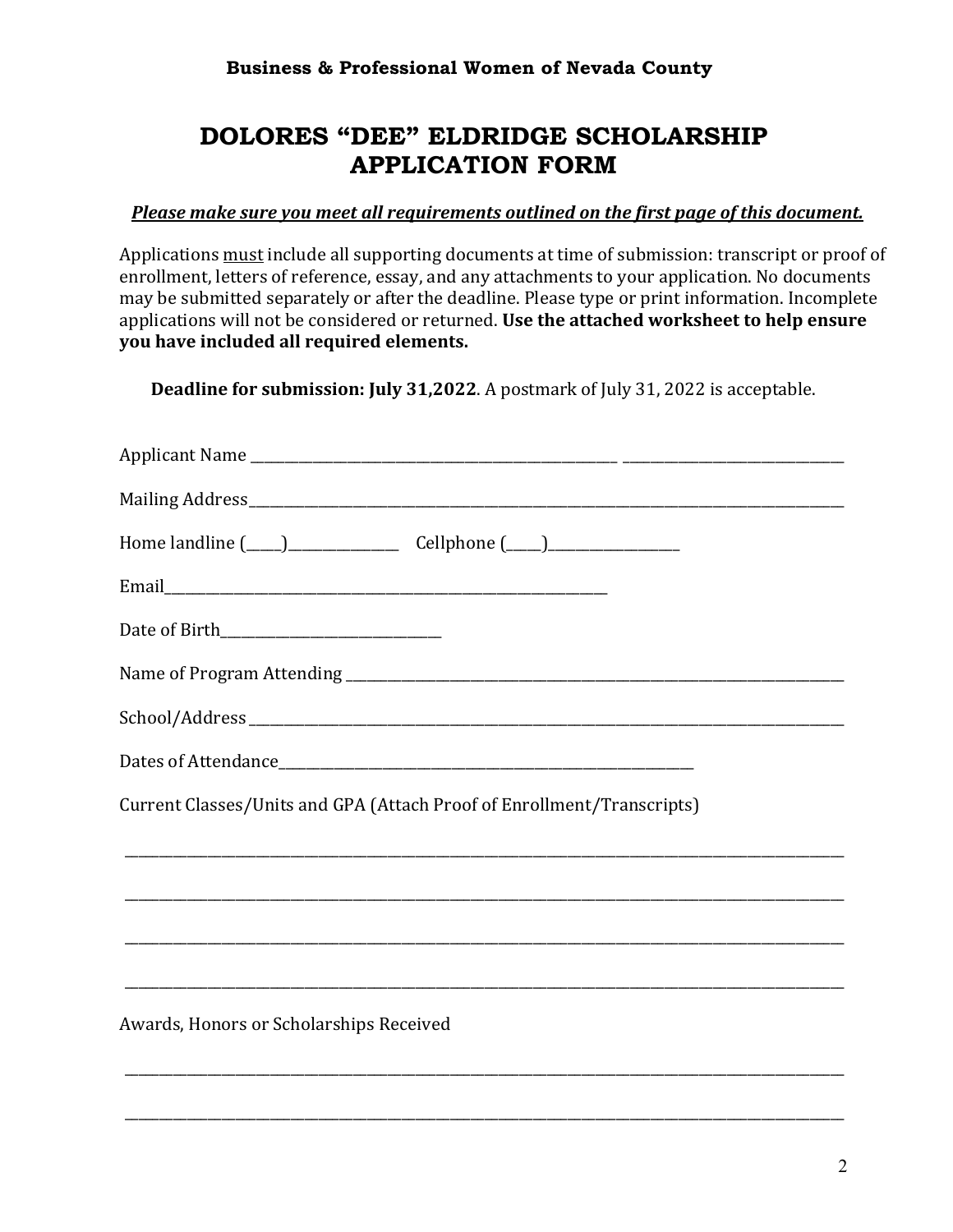**Business & Professional Women of Nevada County**

# DOLORES "DEE" ELDRIDGE SCHOLARSHIP APPLICATION FORM

***<u>Please make sure you meet all requirements outlined on the first page of this document.</u>***

Applications <u>must</u> include all supporting documents at time of submission: transcript or proof of enrollment, letters of reference, essay, and any attachments to your application. No documents may be submitted separately or after the deadline. Please type or print information. Incomplete applications will not be considered or returned. **Use the attached worksheet to help ensure you have included all required elements.**

**Deadline for submission: July 31,2022**. A postmark of July 31, 2022 is acceptable.

Applicant Name ______________________________________________ ____________________________

Mailing Address_______________________________________________________________________________

Home landline (____)______________ Cellphone (____)________________

Email________________________________________________________

Date of Birth__________________________

Name of Program Attending ____________________________________________________________

School/Address _______________________________________________________________________

Dates of Attendance____________________________________________________

Current Classes/Units and GPA (Attach Proof of Enrollment/Transcripts)

_____________________________________________________________________________________

_____________________________________________________________________________________

_____________________________________________________________________________________

_____________________________________________________________________________________

Awards, Honors or Scholarships Received

_____________________________________________________________________________________

_____________________________________________________________________________________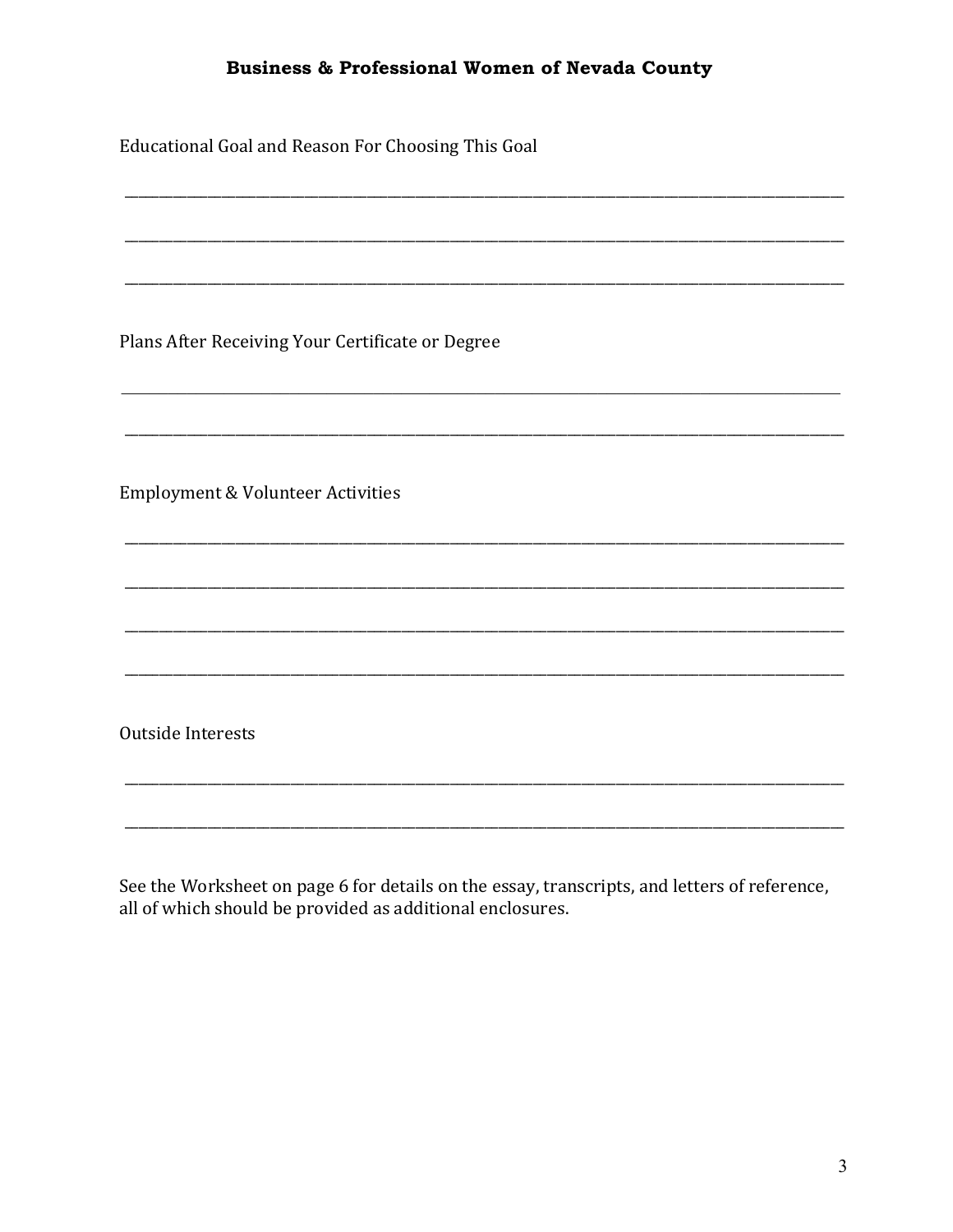**Business & Professional Women of Nevada County**

Educational Goal and Reason For Choosing This Goal

_______________________________________________________________________________

_______________________________________________________________________________

_______________________________________________________________________________

Plans After Receiving Your Certificate or Degree

_______________________________________________________________________________

_______________________________________________________________________________

Employment & Volunteer Activities

_______________________________________________________________________________

_______________________________________________________________________________

_______________________________________________________________________________

_______________________________________________________________________________

Outside Interests

_______________________________________________________________________________

_______________________________________________________________________________

See the Worksheet on page 6 for details on the essay, transcripts, and letters of reference, all of which should be provided as additional enclosures.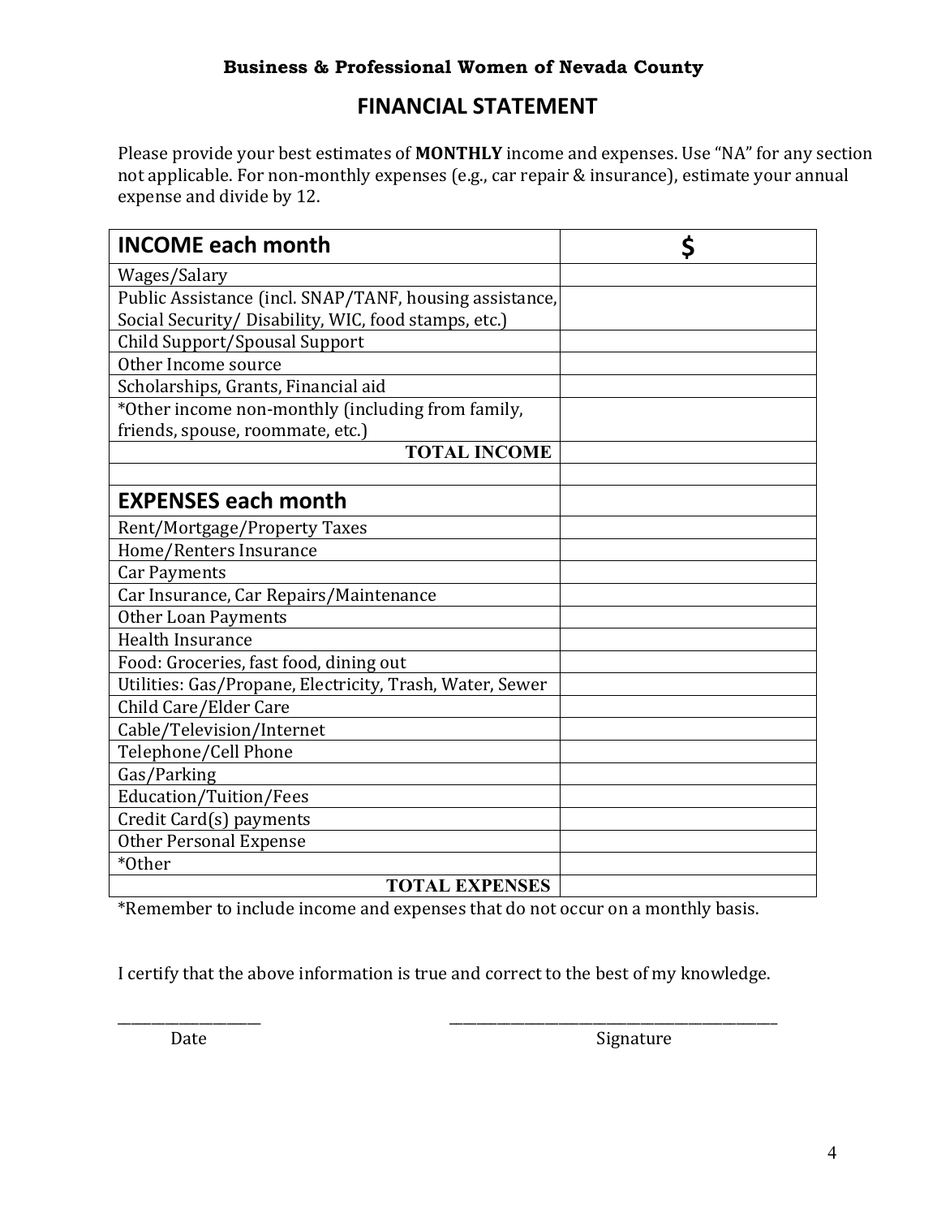**Business & Professional Women of Nevada County**

# FINANCIAL STATEMENT

Please provide your best estimates of **MONTHLY** income and expenses. Use "NA" for any section not applicable. For non-monthly expenses (e.g., car repair & insurance), estimate your annual expense and divide by 12.

| **INCOME each month** | **$** |
|---|---|
| Wages/Salary | |
| Public Assistance (incl. SNAP/TANF, housing assistance, Social Security/ Disability, WIC, food stamps, etc.) | |
| Child Support/Spousal Support | |
| Other Income source | |
| Scholarships, Grants, Financial aid | |
| *Other income non-monthly (including from family, friends, spouse, roommate, etc.) | |
| **TOTAL INCOME** | |
| | |
| **EXPENSES each month** | |
| Rent/Mortgage/Property Taxes | |
| Home/Renters Insurance | |
| Car Payments | |
| Car Insurance, Car Repairs/Maintenance | |
| Other Loan Payments | |
| Health Insurance | |
| Food: Groceries, fast food, dining out | |
| Utilities: Gas/Propane, Electricity, Trash, Water, Sewer | |
| Child Care/Elder Care | |
| Cable/Television/Internet | |
| Telephone/Cell Phone | |
| Gas/Parking | |
| Education/Tuition/Fees | |
| Credit Card(s) payments | |
| Other Personal Expense | |
| *Other | |
| **TOTAL EXPENSES** | |

*Remember to include income and expenses that do not occur on a monthly basis.

I certify that the above information is true and correct to the best of my knowledge.

\_\_\_\_\_\_\_\_\_\_\_\_\_\_\_\_\_\_\_\_ Date

\_\_\_\_\_\_\_\_\_\_\_\_\_\_\_\_\_\_\_\_\_\_\_\_\_\_\_\_\_\_\_\_\_\_\_\_\_\_\_\_\_\_\_\_\_\_ Signature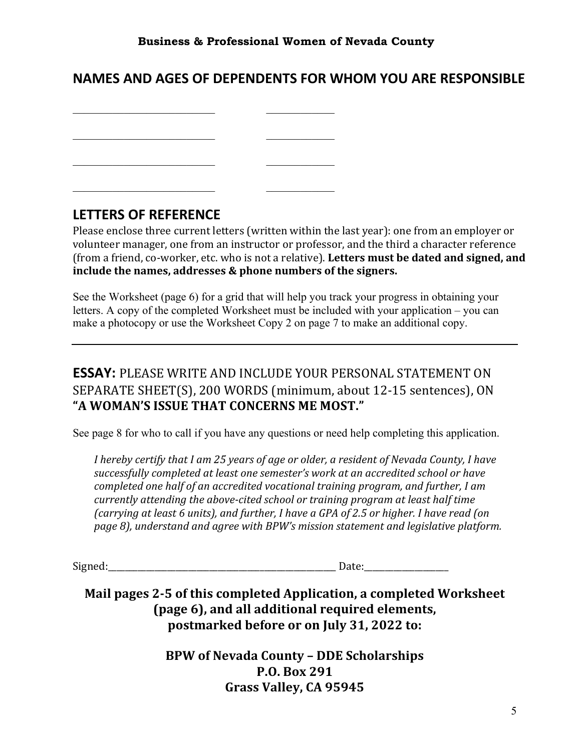## NAMES AND AGES OF DEPENDENTS FOR WHOM YOU ARE RESPONSIBLE

| Name | Age |
|---|---|
| ______________________________ | ______________ |
| ______________________________ | ______________ |
| ______________________________ | ______________ |
| ______________________________ | ______________ |

## LETTERS OF REFERENCE

Please enclose three current letters (written within the last year): one from an employer or volunteer manager, one from an instructor or professor, and the third a character reference (from a friend, co-worker, etc. who is not a relative). **Letters must be dated and signed, and include the names, addresses & phone numbers of the signers.**

See the Worksheet (page 6) for a grid that will help you track your progress in obtaining your letters. A copy of the completed Worksheet must be included with your application – you can make a photocopy or use the Worksheet Copy 2 on page 7 to make an additional copy.

---

## **ESSAY:** PLEASE WRITE AND INCLUDE YOUR PERSONAL STATEMENT ON SEPARATE SHEET(S), 200 WORDS (minimum, about 12-15 sentences), ON **"A WOMAN'S ISSUE THAT CONCERNS ME MOST."**

See page 8 for who to call if you have any questions or need help completing this application.

*I hereby certify that I am 25 years of age or older, a resident of Nevada County, I have successfully completed at least one semester's work at an accredited school or have completed one half of an accredited vocational training program, and further, I am currently attending the above-cited school or training program at least half time (carrying at least 6 units), and further, I have a GPA of 2.5 or higher. I have read (on page 8), understand and agree with BPW's mission statement and legislative platform.*

Signed:_____________________________________________ Date:_________________

**Mail pages 2-5 of this completed Application, a completed Worksheet (page 6), and all additional required elements, postmarked before or on July 31, 2022 to:**

**BPW of Nevada County – DDE Scholarships**
**P.O. Box 291**
**Grass Valley, CA 95945**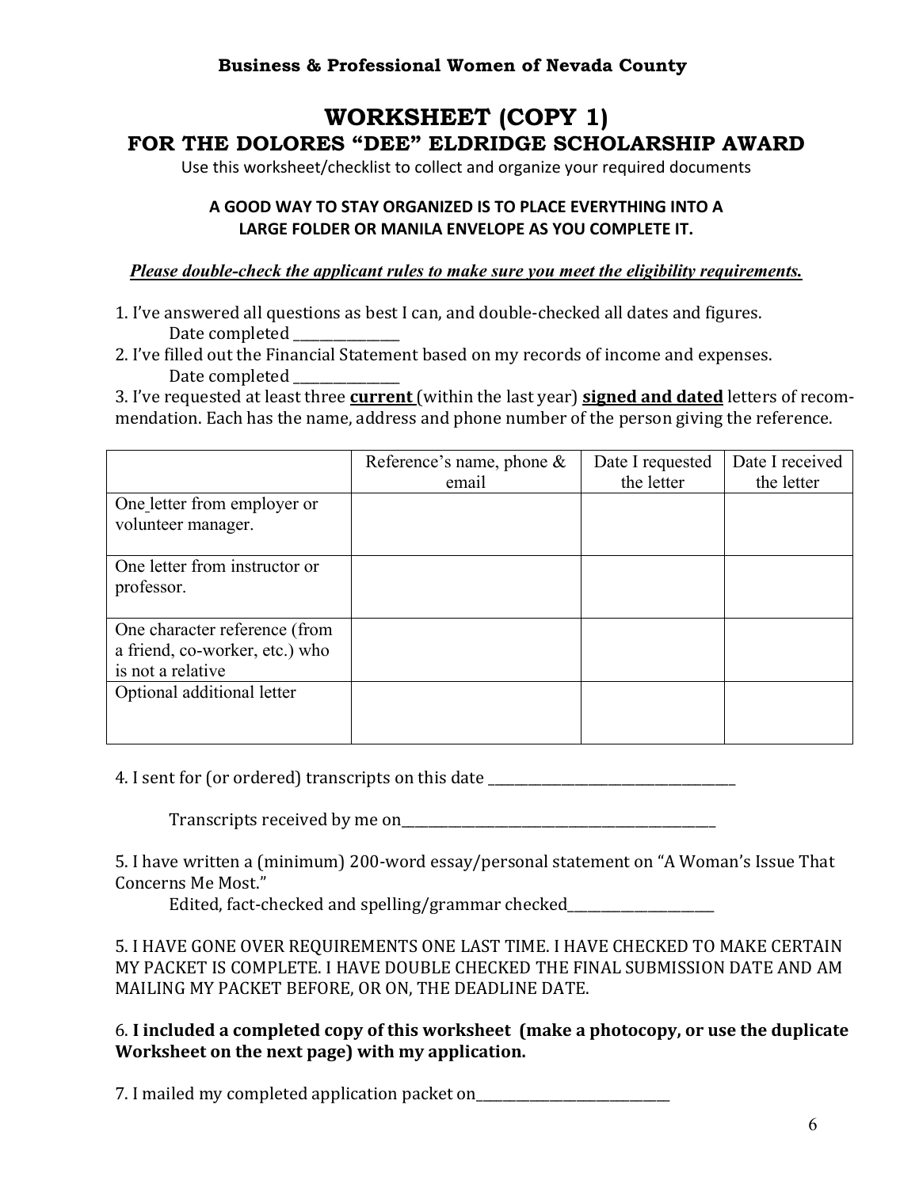**Business & Professional Women of Nevada County**

# WORKSHEET (COPY 1)
## FOR THE DOLORES "DEE" ELDRIDGE SCHOLARSHIP AWARD

Use this worksheet/checklist to collect and organize your required documents

**A GOOD WAY TO STAY ORGANIZED IS TO PLACE EVERYTHING INTO A LARGE FOLDER OR MANILA ENVELOPE AS YOU COMPLETE IT.**

***Please double-check the applicant rules to make sure you meet the eligibility requirements.***

1. I've answered all questions as best I can, and double-checked all dates and figures.
   Date completed ______________
2. I've filled out the Financial Statement based on my records of income and expenses.
   Date completed ______________
3. I've requested at least three **current** (within the last year) **signed and dated** letters of recommendation. Each has the name, address and phone number of the person giving the reference.

| | Reference's name, phone & email | Date I requested the letter | Date I received the letter |
|---|---|---|---|
| One letter from employer or volunteer manager. | | | |
| One letter from instructor or professor. | | | |
| One character reference (from a friend, co-worker, etc.) who is not a relative | | | |
| Optional additional letter | | | |

4. I sent for (or ordered) transcripts on this date ___________________________________

   Transcripts received by me on_____________________________________________

5. I have written a (minimum) 200-word essay/personal statement on "A Woman's Issue That Concerns Me Most."
   Edited, fact-checked and spelling/grammar checked_____________________

5. I HAVE GONE OVER REQUIREMENTS ONE LAST TIME. I HAVE CHECKED TO MAKE CERTAIN MY PACKET IS COMPLETE. I HAVE DOUBLE CHECKED THE FINAL SUBMISSION DATE AND AM MAILING MY PACKET BEFORE, OR ON, THE DEADLINE DATE.

6. **I included a completed copy of this worksheet (make a photocopy, or use the duplicate Worksheet on the next page) with my application.**

7. I mailed my completed application packet on___________________________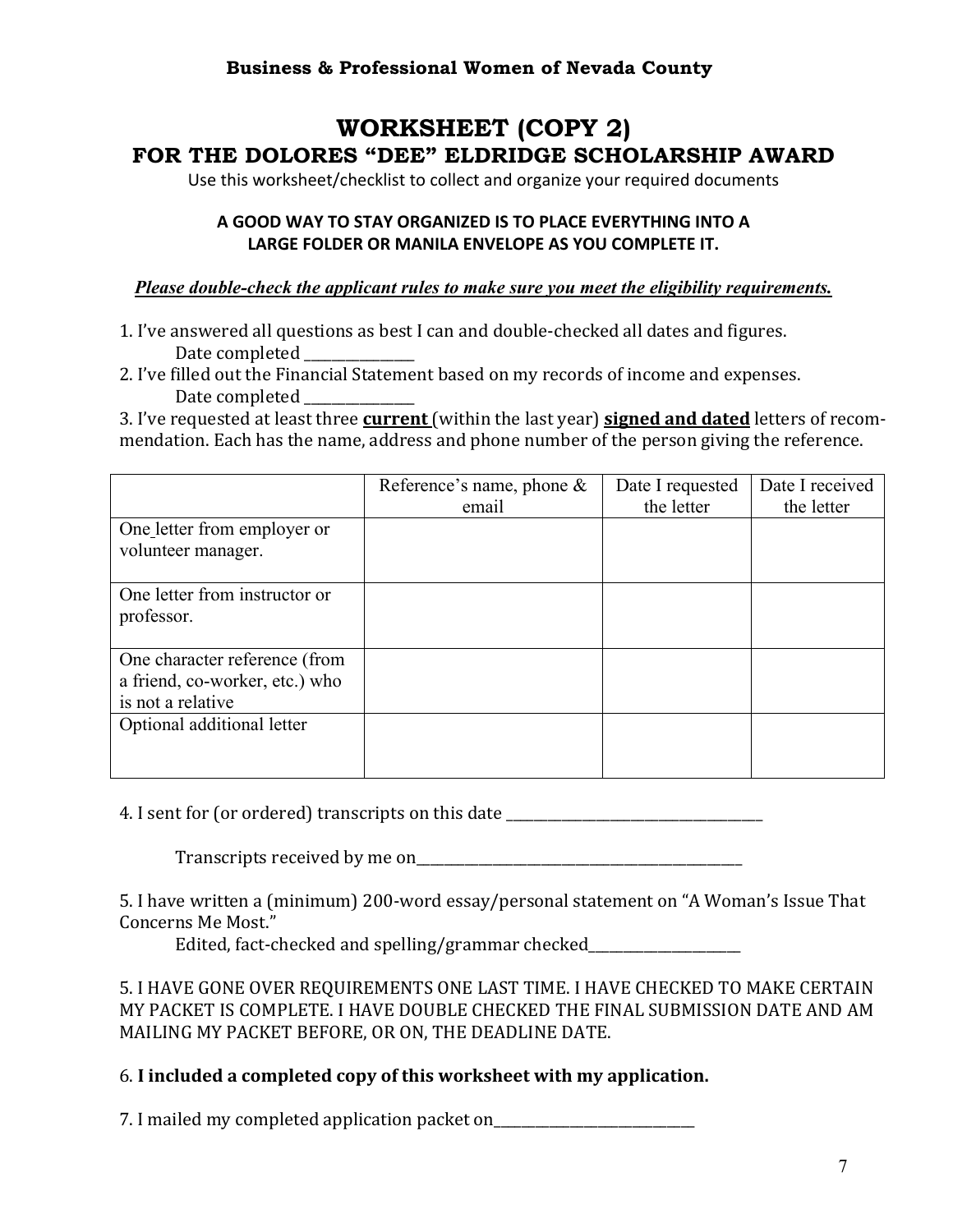**Business & Professional Women of Nevada County**

# WORKSHEET (COPY 2)

## FOR THE DOLORES "DEE" ELDRIDGE SCHOLARSHIP AWARD

Use this worksheet/checklist to collect and organize your required documents

**A GOOD WAY TO STAY ORGANIZED IS TO PLACE EVERYTHING INTO A LARGE FOLDER OR MANILA ENVELOPE AS YOU COMPLETE IT.**

***Please double-check the applicant rules to make sure you meet the eligibility requirements.***

1. I've answered all questions as best I can and double-checked all dates and figures.
   Date completed ______________
2. I've filled out the Financial Statement based on my records of income and expenses.
   Date completed ______________
3. I've requested at least three **current** (within the last year) **signed and dated** letters of recommendation. Each has the name, address and phone number of the person giving the reference.

| | Reference's name, phone & email | Date I requested the letter | Date I received the letter |
|---|---|---|---|
| One letter from employer or volunteer manager. | | | |
| One letter from instructor or professor. | | | |
| One character reference (from a friend, co-worker, etc.) who is not a relative | | | |
| Optional additional letter | | | |

4. I sent for (or ordered) transcripts on this date ___________________________________

   Transcripts received by me on_____________________________________________

5. I have written a (minimum) 200-word essay/personal statement on "A Woman's Issue That Concerns Me Most."
   Edited, fact-checked and spelling/grammar checked____________________

5. I HAVE GONE OVER REQUIREMENTS ONE LAST TIME. I HAVE CHECKED TO MAKE CERTAIN MY PACKET IS COMPLETE. I HAVE DOUBLE CHECKED THE FINAL SUBMISSION DATE AND AM MAILING MY PACKET BEFORE, OR ON, THE DEADLINE DATE.

6. **I included a completed copy of this worksheet with my application.**

7. I mailed my completed application packet on___________________________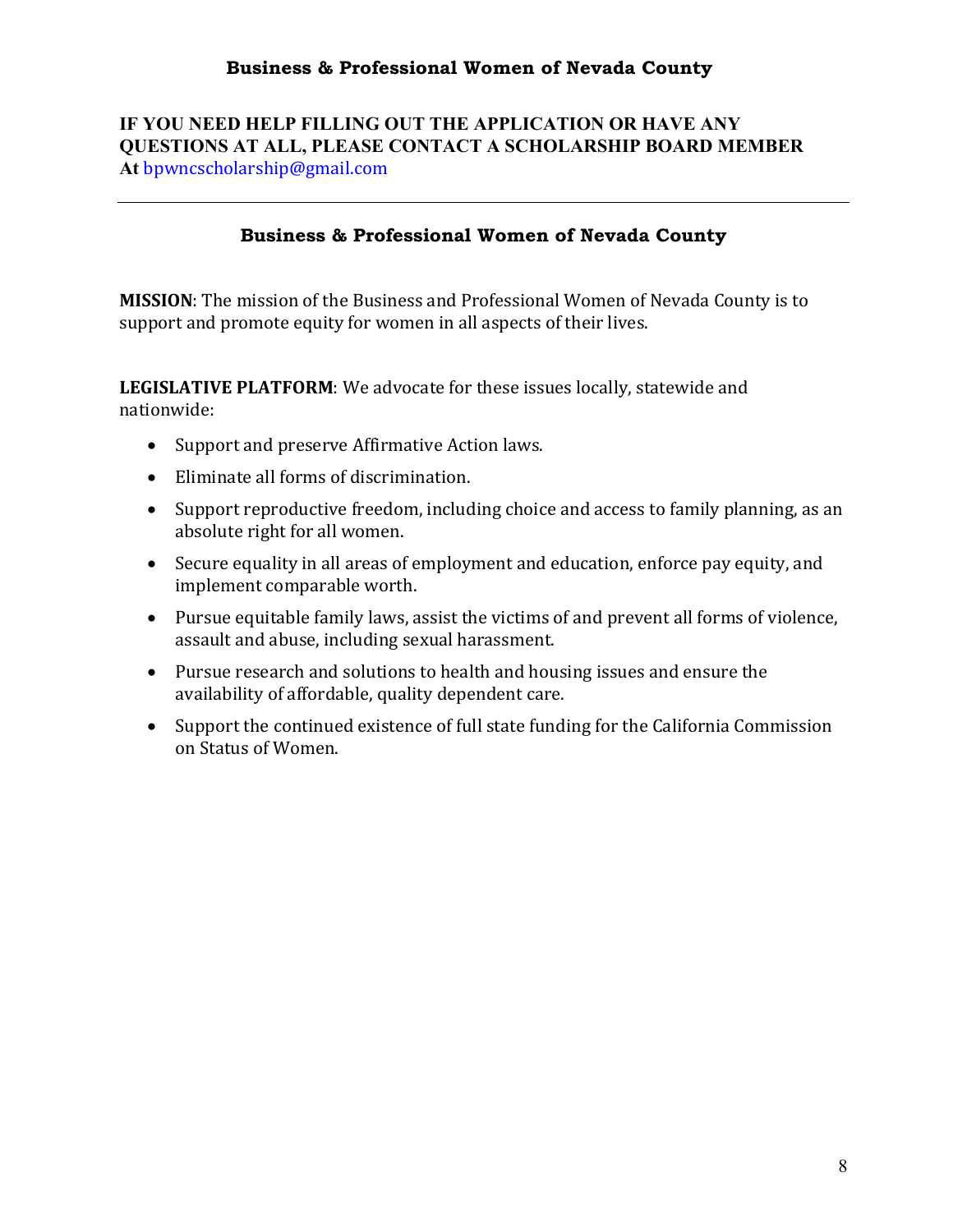## Business & Professional Women of Nevada County

**IF YOU NEED HELP FILLING OUT THE APPLICATION OR HAVE ANY QUESTIONS AT ALL, PLEASE CONTACT A SCHOLARSHIP BOARD MEMBER At** bpwncscholarship@gmail.com

---

## Business & Professional Women of Nevada County

**MISSION**: The mission of the Business and Professional Women of Nevada County is to support and promote equity for women in all aspects of their lives.

**LEGISLATIVE PLATFORM**: We advocate for these issues locally, statewide and nationwide:

- Support and preserve Affirmative Action laws.
- Eliminate all forms of discrimination.
- Support reproductive freedom, including choice and access to family planning, as an absolute right for all women.
- Secure equality in all areas of employment and education, enforce pay equity, and implement comparable worth.
- Pursue equitable family laws, assist the victims of and prevent all forms of violence, assault and abuse, including sexual harassment.
- Pursue research and solutions to health and housing issues and ensure the availability of affordable, quality dependent care.
- Support the continued existence of full state funding for the California Commission on Status of Women.